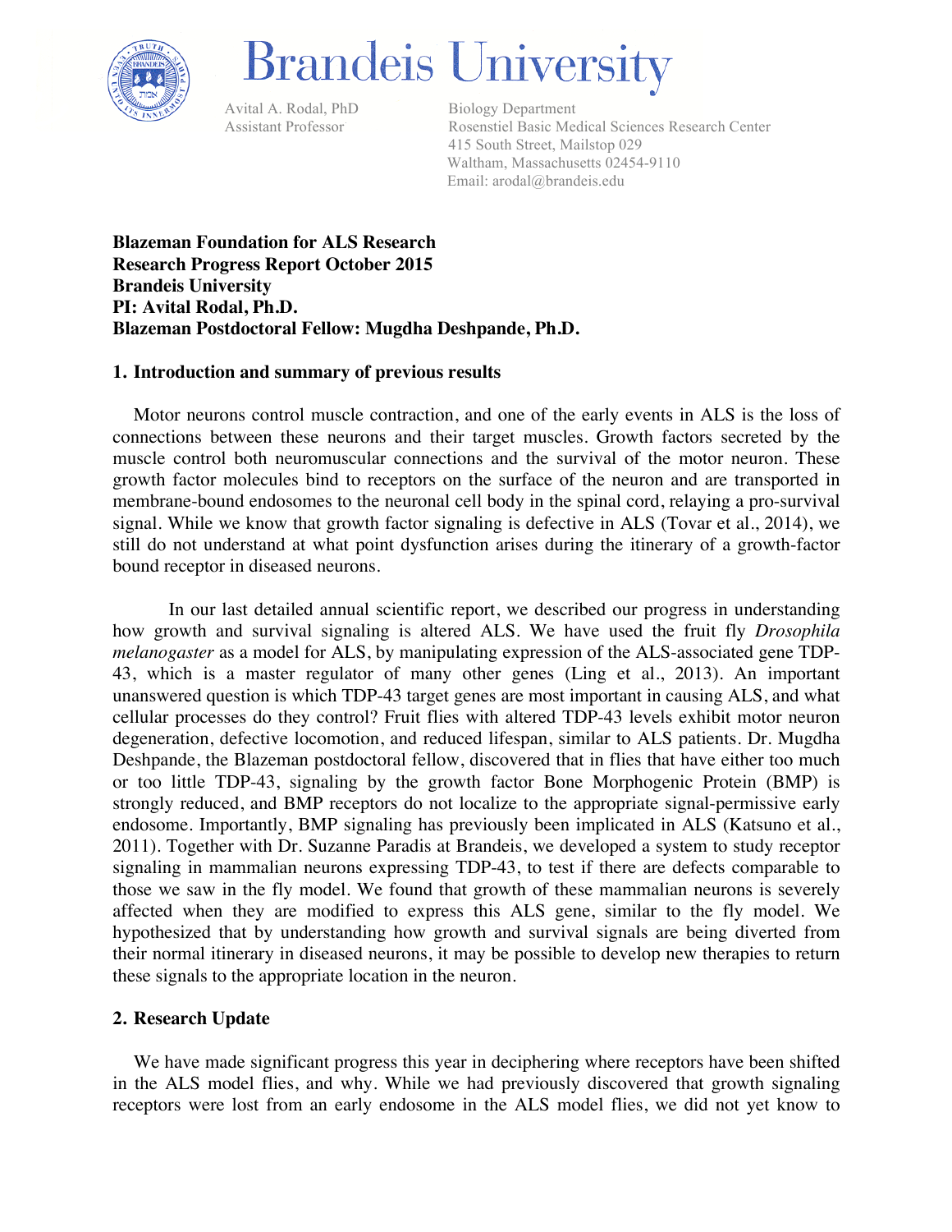# Brandeis University

Avital A. Rodal, PhD
Assistant Professor

Biology Department
Rosenstiel Basic Medical Sciences Research Center
415 South Street, Mailstop 029
Waltham, Massachusetts 02454-9110
Email: arodal@brandeis.edu

**Blazeman Foundation for ALS Research**
**Research Progress Report October 2015**
**Brandeis University**
**PI: Avital Rodal, Ph.D.**
**Blazeman Postdoctoral Fellow: Mugdha Deshpande, Ph.D.**

## 1. Introduction and summary of previous results

Motor neurons control muscle contraction, and one of the early events in ALS is the loss of connections between these neurons and their target muscles. Growth factors secreted by the muscle control both neuromuscular connections and the survival of the motor neuron. These growth factor molecules bind to receptors on the surface of the neuron and are transported in membrane-bound endosomes to the neuronal cell body in the spinal cord, relaying a pro-survival signal. While we know that growth factor signaling is defective in ALS (Tovar et al., 2014), we still do not understand at what point dysfunction arises during the itinerary of a growth-factor bound receptor in diseased neurons.

In our last detailed annual scientific report, we described our progress in understanding how growth and survival signaling is altered ALS. We have used the fruit fly *Drosophila melanogaster* as a model for ALS, by manipulating expression of the ALS-associated gene TDP-43, which is a master regulator of many other genes (Ling et al., 2013). An important unanswered question is which TDP-43 target genes are most important in causing ALS, and what cellular processes do they control? Fruit flies with altered TDP-43 levels exhibit motor neuron degeneration, defective locomotion, and reduced lifespan, similar to ALS patients. Dr. Mugdha Deshpande, the Blazeman postdoctoral fellow, discovered that in flies that have either too much or too little TDP-43, signaling by the growth factor Bone Morphogenic Protein (BMP) is strongly reduced, and BMP receptors do not localize to the appropriate signal-permissive early endosome. Importantly, BMP signaling has previously been implicated in ALS (Katsuno et al., 2011). Together with Dr. Suzanne Paradis at Brandeis, we developed a system to study receptor signaling in mammalian neurons expressing TDP-43, to test if there are defects comparable to those we saw in the fly model. We found that growth of these mammalian neurons is severely affected when they are modified to express this ALS gene, similar to the fly model. We hypothesized that by understanding how growth and survival signals are being diverted from their normal itinerary in diseased neurons, it may be possible to develop new therapies to return these signals to the appropriate location in the neuron.

## 2. Research Update

We have made significant progress this year in deciphering where receptors have been shifted in the ALS model flies, and why. While we had previously discovered that growth signaling receptors were lost from an early endosome in the ALS model flies, we did not yet know to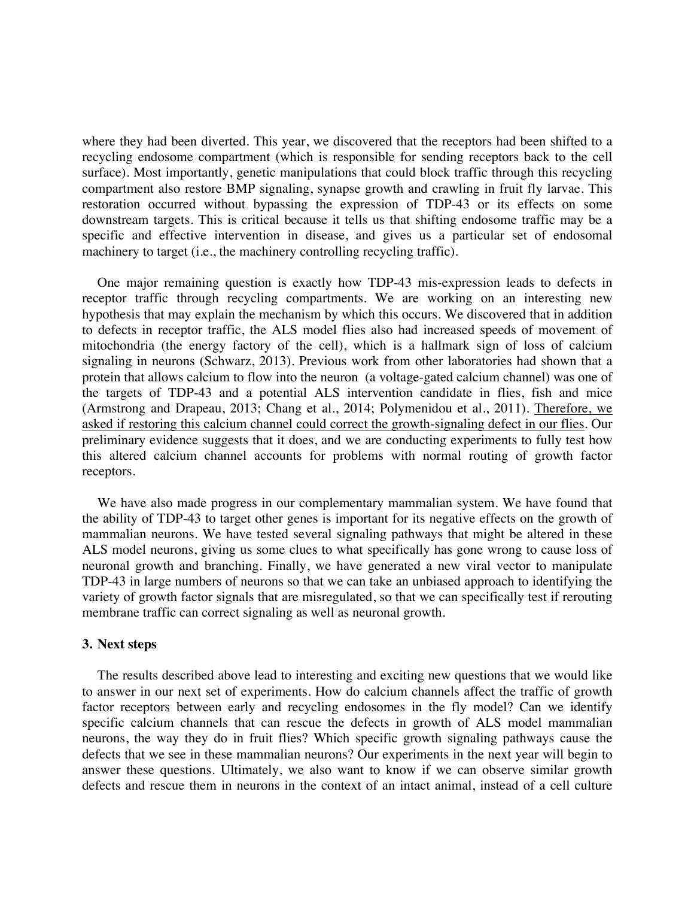where they had been diverted. This year, we discovered that the receptors had been shifted to a recycling endosome compartment (which is responsible for sending receptors back to the cell surface). Most importantly, genetic manipulations that could block traffic through this recycling compartment also restore BMP signaling, synapse growth and crawling in fruit fly larvae. This restoration occurred without bypassing the expression of TDP-43 or its effects on some downstream targets. This is critical because it tells us that shifting endosome traffic may be a specific and effective intervention in disease, and gives us a particular set of endosomal machinery to target (i.e., the machinery controlling recycling traffic).

One major remaining question is exactly how TDP-43 mis-expression leads to defects in receptor traffic through recycling compartments. We are working on an interesting new hypothesis that may explain the mechanism by which this occurs. We discovered that in addition to defects in receptor traffic, the ALS model flies also had increased speeds of movement of mitochondria (the energy factory of the cell), which is a hallmark sign of loss of calcium signaling in neurons (Schwarz, 2013). Previous work from other laboratories had shown that a protein that allows calcium to flow into the neuron (a voltage-gated calcium channel) was one of the targets of TDP-43 and a potential ALS intervention candidate in flies, fish and mice (Armstrong and Drapeau, 2013; Chang et al., 2014; Polymenidou et al., 2011). Therefore, we asked if restoring this calcium channel could correct the growth-signaling defect in our flies. Our preliminary evidence suggests that it does, and we are conducting experiments to fully test how this altered calcium channel accounts for problems with normal routing of growth factor receptors.

We have also made progress in our complementary mammalian system. We have found that the ability of TDP-43 to target other genes is important for its negative effects on the growth of mammalian neurons. We have tested several signaling pathways that might be altered in these ALS model neurons, giving us some clues to what specifically has gone wrong to cause loss of neuronal growth and branching. Finally, we have generated a new viral vector to manipulate TDP-43 in large numbers of neurons so that we can take an unbiased approach to identifying the variety of growth factor signals that are misregulated, so that we can specifically test if rerouting membrane traffic can correct signaling as well as neuronal growth.

### 3. Next steps

The results described above lead to interesting and exciting new questions that we would like to answer in our next set of experiments. How do calcium channels affect the traffic of growth factor receptors between early and recycling endosomes in the fly model? Can we identify specific calcium channels that can rescue the defects in growth of ALS model mammalian neurons, the way they do in fruit flies? Which specific growth signaling pathways cause the defects that we see in these mammalian neurons? Our experiments in the next year will begin to answer these questions. Ultimately, we also want to know if we can observe similar growth defects and rescue them in neurons in the context of an intact animal, instead of a cell culture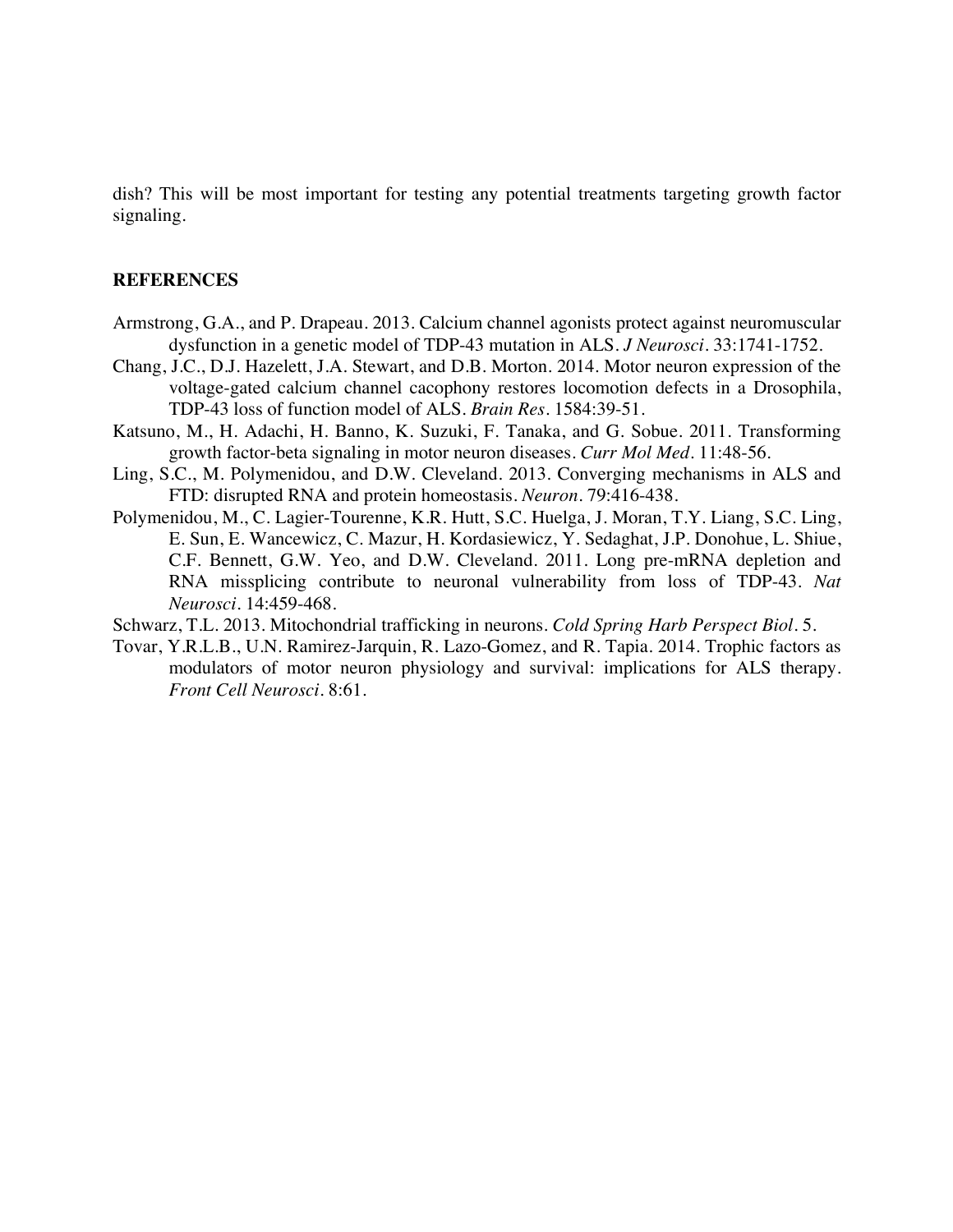dish? This will be most important for testing any potential treatments targeting growth factor signaling.

## REFERENCES

Armstrong, G.A., and P. Drapeau. 2013. Calcium channel agonists protect against neuromuscular dysfunction in a genetic model of TDP-43 mutation in ALS. *J Neurosci*. 33:1741-1752.

Chang, J.C., D.J. Hazelett, J.A. Stewart, and D.B. Morton. 2014. Motor neuron expression of the voltage-gated calcium channel cacophony restores locomotion defects in a Drosophila, TDP-43 loss of function model of ALS. *Brain Res*. 1584:39-51.

Katsuno, M., H. Adachi, H. Banno, K. Suzuki, F. Tanaka, and G. Sobue. 2011. Transforming growth factor-beta signaling in motor neuron diseases. *Curr Mol Med*. 11:48-56.

Ling, S.C., M. Polymenidou, and D.W. Cleveland. 2013. Converging mechanisms in ALS and FTD: disrupted RNA and protein homeostasis. *Neuron*. 79:416-438.

Polymenidou, M., C. Lagier-Tourenne, K.R. Hutt, S.C. Huelga, J. Moran, T.Y. Liang, S.C. Ling, E. Sun, E. Wancewicz, C. Mazur, H. Kordasiewicz, Y. Sedaghat, J.P. Donohue, L. Shiue, C.F. Bennett, G.W. Yeo, and D.W. Cleveland. 2011. Long pre-mRNA depletion and RNA missplicing contribute to neuronal vulnerability from loss of TDP-43. *Nat Neurosci*. 14:459-468.

Schwarz, T.L. 2013. Mitochondrial trafficking in neurons. *Cold Spring Harb Perspect Biol*. 5.

Tovar, Y.R.L.B., U.N. Ramirez-Jarquin, R. Lazo-Gomez, and R. Tapia. 2014. Trophic factors as modulators of motor neuron physiology and survival: implications for ALS therapy. *Front Cell Neurosci*. 8:61.